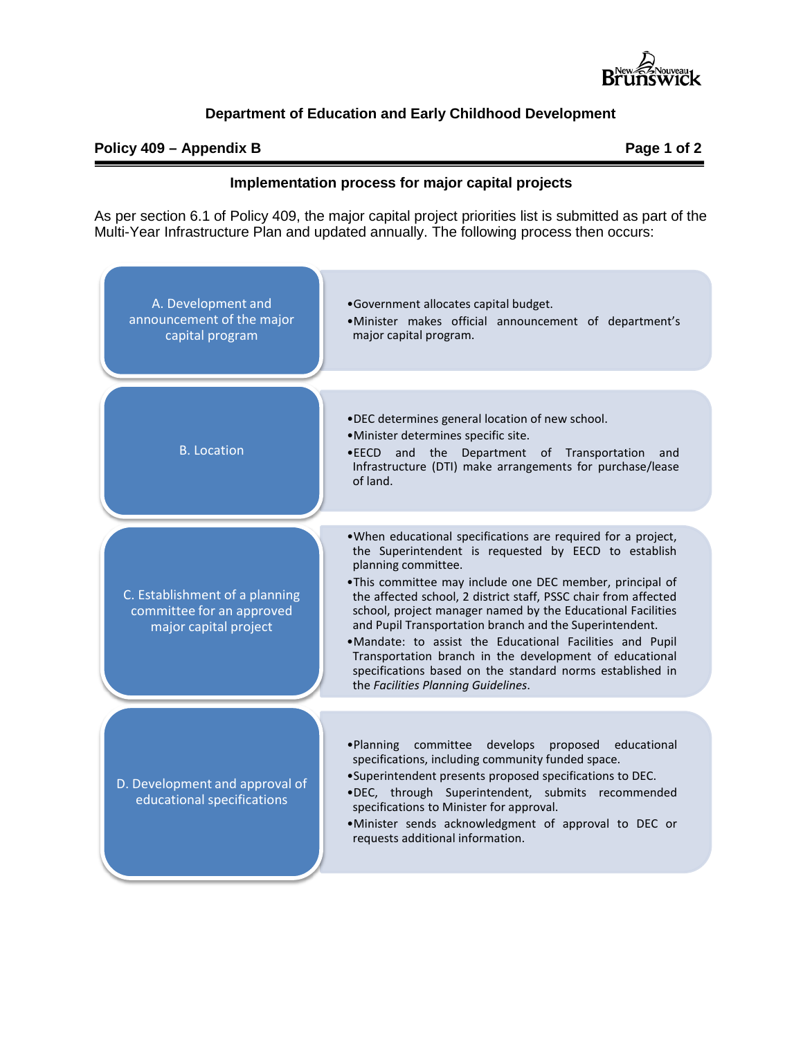# Department of Education and Early Childhood Development

## Policy 409 – Appendix B

### Implementation process for major capital projects

As per section 6.1 of Policy 409, the major capital project priorities list is submitted as part of the Multi-Year Infrastructure Plan and updated annually. The following process then occurs:

**A. Development and announcement of the major capital program**

- Government allocates capital budget.
- Minister makes official announcement of department's major capital program.

**B. Location**

- DEC determines general location of new school.
- Minister determines specific site.
- EECD and the Department of Transportation and Infrastructure (DTI) make arrangements for purchase/lease of land.

**C. Establishment of a planning committee for an approved major capital project**

- When educational specifications are required for a project, the Superintendent is requested by EECD to establish planning committee.
- This committee may include one DEC member, principal of the affected school, 2 district staff, PSSC chair from affected school, project manager named by the Educational Facilities and Pupil Transportation branch and the Superintendent.
- Mandate: to assist the Educational Facilities and Pupil Transportation branch in the development of educational specifications based on the standard norms established in the *Facilities Planning Guidelines*.

**D. Development and approval of educational specifications**

- Planning committee develops proposed educational specifications, including community funded space.
- Superintendent presents proposed specifications to DEC.
- DEC, through Superintendent, submits recommended specifications to Minister for approval.
- Minister sends acknowledgment of approval to DEC or requests additional information.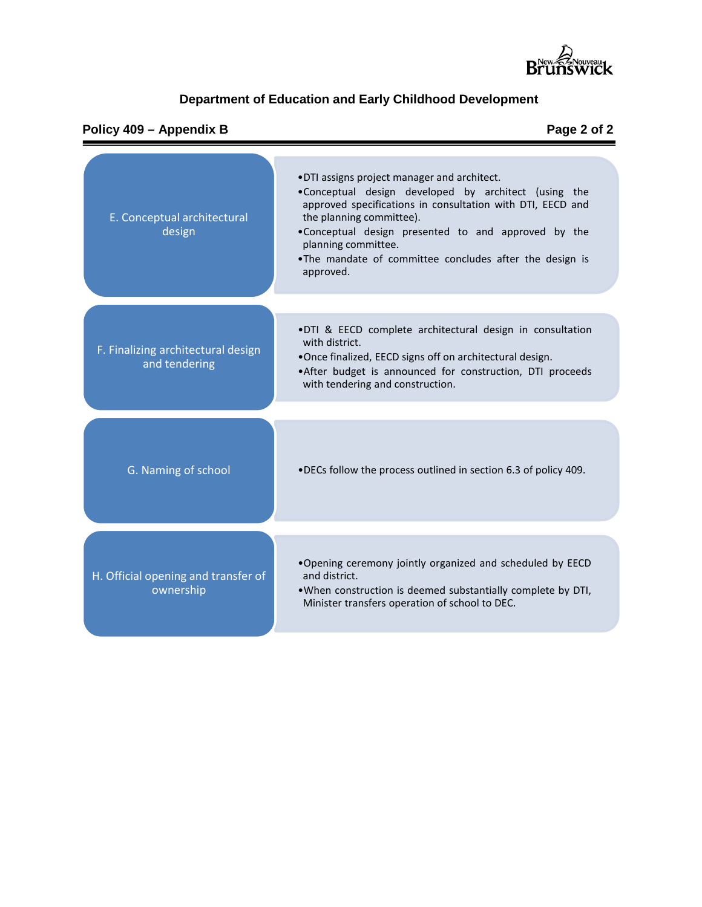**E. Conceptual architectural design**

- DTI assigns project manager and architect.
- Conceptual design developed by architect (using the approved specifications in consultation with DTI, EECD and the planning committee).
- Conceptual design presented to and approved by the planning committee.
- The mandate of committee concludes after the design is approved.

**F. Finalizing architectural design and tendering**

- DTI & EECD complete architectural design in consultation with district.
- Once finalized, EECD signs off on architectural design.
- After budget is announced for construction, DTI proceeds with tendering and construction.

**G. Naming of school**

- DECs follow the process outlined in section 6.3 of policy 409.

**H. Official opening and transfer of ownership**

- Opening ceremony jointly organized and scheduled by EECD and district.
- When construction is deemed substantially complete by DTI, Minister transfers operation of school to DEC.